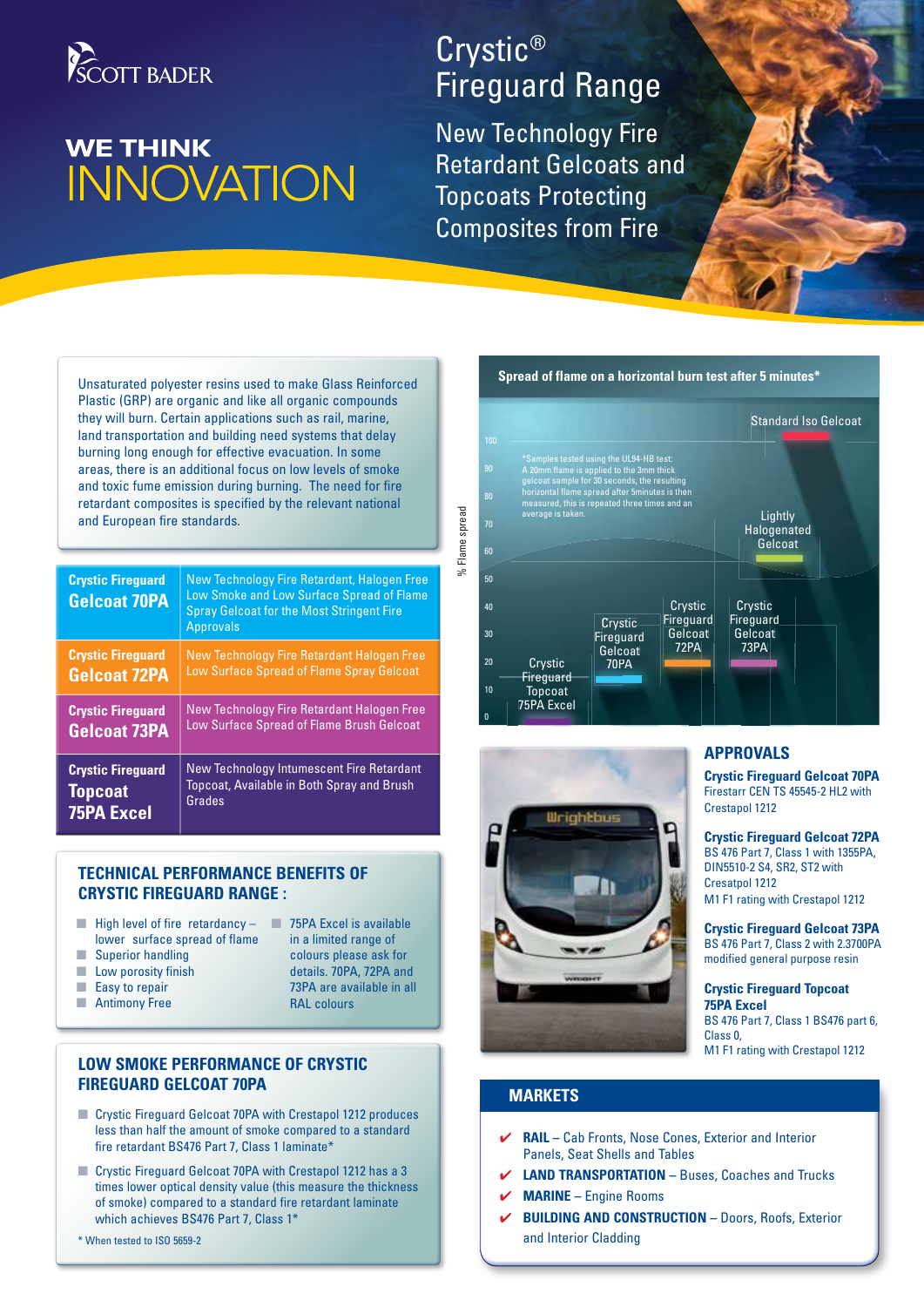SCOTT BADER

# WE THINK INNOVATION

# Crystic® Fireguard Range

## New Technology Fire Retardant Gelcoats and Topcoats Protecting Composites from Fire

Unsaturated polyester resins used to make Glass Reinforced Plastic (GRP) are organic and like all organic compounds they will burn. Certain applications such as rail, marine, land transportation and building need systems that delay burning long enough for effective evacuation. In some areas, there is an additional focus on low levels of smoke and toxic fume emission during burning. The need for fire retardant composites is specified by the relevant national and European fire standards.

| Product | Description |
|---|---|
| **Crystic Fireguard Gelcoat 70PA** | New Technology Fire Retardant, Halogen Free Low Smoke and Low Surface Spread of Flame Spray Gelcoat for the Most Stringent Fire Approvals |
| **Crystic Fireguard Gelcoat 72PA** | New Technology Fire Retardant Halogen Free Low Surface Spread of Flame Spray Gelcoat |
| **Crystic Fireguard Gelcoat 73PA** | New Technology Fire Retardant Halogen Free Low Surface Spread of Flame Brush Gelcoat |
| **Crystic Fireguard Topcoat 75PA Excel** | New Technology Intumescent Fire Retardant Topcoat, Available in Both Spray and Brush Grades |

## TECHNICAL PERFORMANCE BENEFITS OF CRYSTIC FIREGUARD RANGE :

- High level of fire retardancy – lower surface spread of flame
- Superior handling
- Low porosity finish
- Easy to repair
- Antimony Free
- 75PA Excel is available in a limited range of colours please ask for details. 70PA, 72PA and 73PA are available in all RAL colours

## LOW SMOKE PERFORMANCE OF CRYSTIC FIREGUARD GELCOAT 70PA

- Crystic Fireguard Gelcoat 70PA with Crestapol 1212 produces less than half the amount of smoke compared to a standard fire retardant BS476 Part 7, Class 1 laminate*
- Crystic Fireguard Gelcoat 70PA with Crestapol 1212 has a 3 times lower optical density value (this measure the thickness of smoke) compared to a standard fire retardant laminate which achieves BS476 Part 7, Class 1*

\* When tested to ISO 5659-2

**Spread of flame on a horizontal burn test after 5 minutes***

*Samples tested using the UL94-HB test: A 20mm flame is applied to the 3mm thick gelcoat sample for 30 seconds, the resulting horizontal flame spread after 5minutes is then measured, this is repeated three times and an average is taken.

Chart (% Flame spread, 0–100): Crystic Fireguard Topcoat 75PA Excel; Crystic Fireguard Gelcoat 70PA; Crystic Fireguard Gelcoat 72PA; Crystic Fireguard Gelcoat 73PA; Lightly Halogenated Gelcoat; Standard Iso Gelcoat

## APPROVALS

**Crystic Fireguard Gelcoat 70PA**
Firestarr CEN TS 45545-2 HL2 with Crestapol 1212

**Crystic Fireguard Gelcoat 72PA**
BS 476 Part 7, Class 1 with 1355PA, DIN5510-2 S4, SR2, ST2 with Cresatpol 1212
M1 F1 rating with Crestapol 1212

**Crystic Fireguard Gelcoat 73PA**
BS 476 Part 7, Class 2 with 2.3700PA modified general purpose resin

**Crystic Fireguard Topcoat 75PA Excel**
BS 476 Part 7, Class 1 BS476 part 6, Class 0,
M1 F1 rating with Crestapol 1212

## MARKETS

- ✔ **RAIL** – Cab Fronts, Nose Cones, Exterior and Interior Panels, Seat Shells and Tables
- ✔ **LAND TRANSPORTATION** – Buses, Coaches and Trucks
- ✔ **MARINE** – Engine Rooms
- ✔ **BUILDING AND CONSTRUCTION** – Doors, Roofs, Exterior and Interior Cladding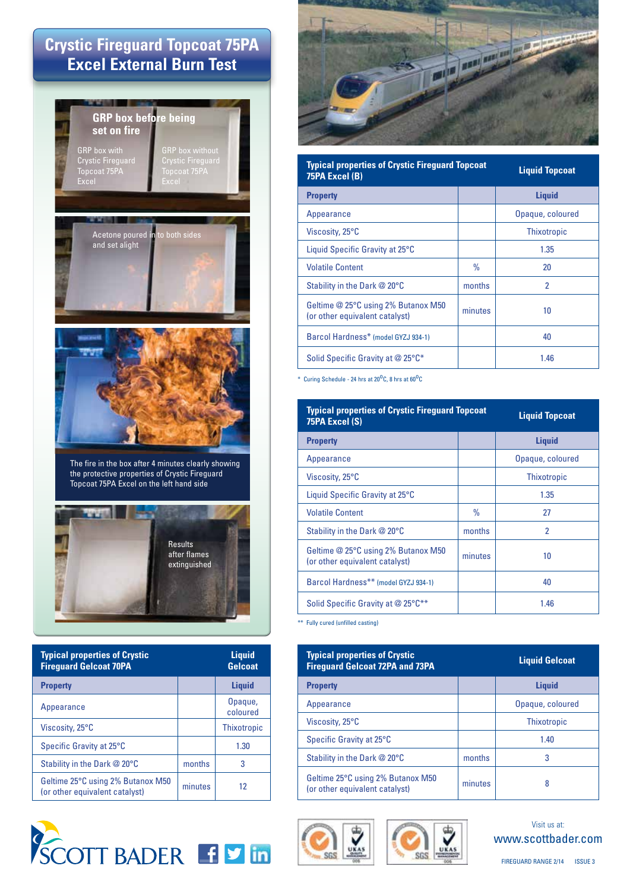## Crystic Fireguard Topcoat 75PA Excel External Burn Test

GRP box before being set on fire

GRP box with Crystic Fireguard Topcoat 75PA Excel

GRP box without Crystic Fireguard Topcoat 75PA Excel

Acetone poured in to both sides and set alight

The fire in the box after 4 minutes clearly showing the protective properties of Crystic Fireguard Topcoat 75PA Excel on the left hand side

Results after flames extinguished

| Typical properties of Crystic Fireguard Gelcoat 70PA | | Liquid Gelcoat |
|---|---|---|
| **Property** | | **Liquid** |
| Appearance | | Opaque, coloured |
| Viscosity, 25°C | | Thixotropic |
| Specific Gravity at 25°C | | 1.30 |
| Stability in the Dark @ 20°C | months | 3 |
| Geltime 25°C using 2% Butanox M50 (or other equivalent catalyst) | minutes | 12 |

| Typical properties of Crystic Fireguard Topcoat 75PA Excel (B) | | Liquid Topcoat |
|---|---|---|
| **Property** | | **Liquid** |
| Appearance | | Opaque, coloured |
| Viscosity, 25°C | | Thixotropic |
| Liquid Specific Gravity at 25°C | | 1.35 |
| Volatile Content | % | 20 |
| Stability in the Dark @ 20°C | months | 2 |
| Geltime @ 25°C using 2% Butanox M50 (or other equivalent catalyst) | minutes | 10 |
| Barcol Hardness* (model GYZJ 934-1) | | 40 |
| Solid Specific Gravity at @ 25°C* | | 1.46 |

\* Curing Schedule - 24 hrs at 20°C, 8 hrs at 60°C

| Typical properties of Crystic Fireguard Topcoat 75PA Excel (S) | | Liquid Topcoat |
|---|---|---|
| **Property** | | **Liquid** |
| Appearance | | Opaque, coloured |
| Viscosity, 25°C | | Thixotropic |
| Liquid Specific Gravity at 25°C | | 1.35 |
| Volatile Content | % | 27 |
| Stability in the Dark @ 20°C | months | 2 |
| Geltime @ 25°C using 2% Butanox M50 (or other equivalent catalyst) | minutes | 10 |
| Barcol Hardness** (model GYZJ 934-1) | | 40 |
| Solid Specific Gravity at @ 25°C** | | 1.46 |

\** Fully cured (unfilled casting)

| Typical properties of Crystic Fireguard Gelcoat 72PA and 73PA | | Liquid Gelcoat |
|---|---|---|
| **Property** | | **Liquid** |
| Appearance | | Opaque, coloured |
| Viscosity, 25°C | | Thixotropic |
| Specific Gravity at 25°C | | 1.40 |
| Stability in the Dark @ 20°C | months | 3 |
| Geltime 25°C using 2% Butanox M50 (or other equivalent catalyst) | minutes | 8 |

SCOTT BADER

Visit us at:
www.scottbader.com

FIREGUARD RANGE 2/14 ISSUE 3